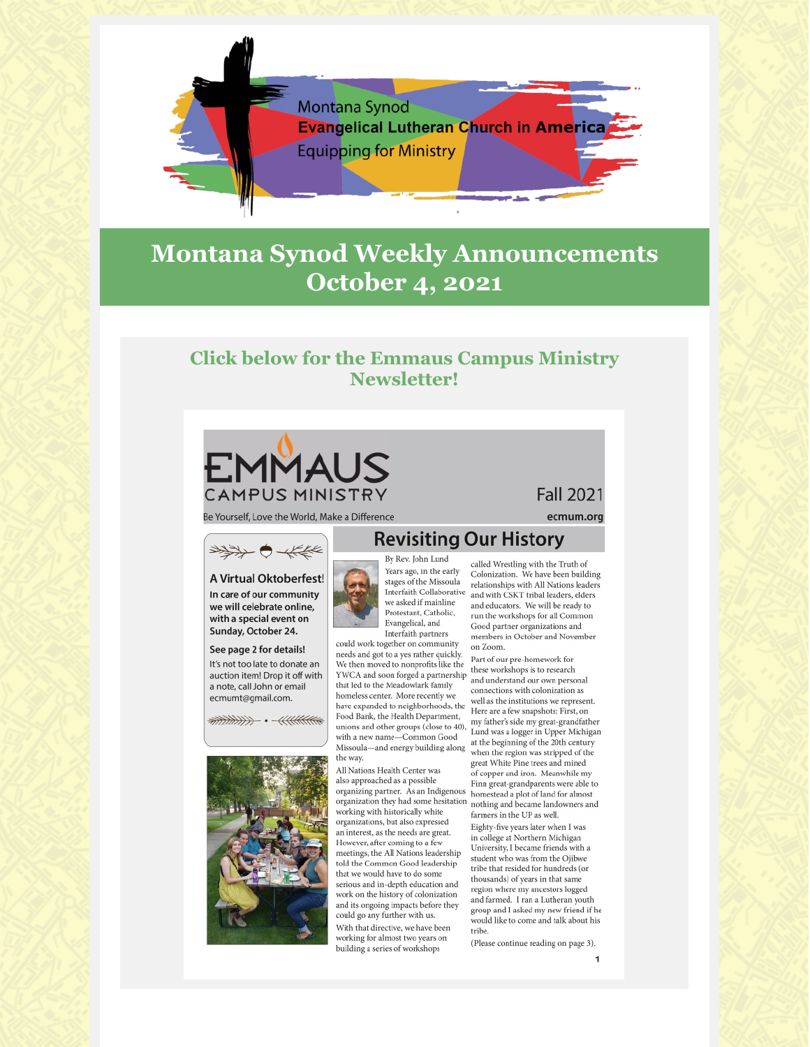Montana Synod
**Evangelical Lutheran Church in America**
Equipping for Ministry

# Montana Synod Weekly Announcements October 4, 2021

## Click below for the Emmaus Campus Ministry Newsletter!

# EMMAUS CAMPUS MINISTRY

Be Yourself, Love the World, Make a Difference

Fall 2021

ecmum.org

### A Virtual Oktoberfest!

**In care of our community we will celebrate online, with a special event on Sunday, October 24.**

**See page 2 for details!**

It's not too late to donate an auction item! Drop it off with a note, call John or email ecmumt@gmail.com.

## Revisiting Our History

By Rev. John Lund

Years ago, in the early stages of the Missoula Interfaith Collaborative we asked if mainline Protestant, Catholic, Evangelical, and Interfaith partners could work together on community needs and got to a yes rather quickly. We then moved to nonprofits like the YWCA and soon forged a partnership that led to the Meadowlark family homeless center. More recently we have expanded to neighborhoods, the Food Bank, the Health Department, unions and other groups (close to 40), with a new name—Common Good Missoula—and energy building along the way.

All Nations Health Center was also approached as a possible organizing partner. As an Indigenous organization they had some hesitation working with historically white organizations, but also expressed an interest, as the needs are great. However, after coming to a few meetings, the All Nations leadership told the Common Good leadership that we would have to do some serious and in-depth education and work on the history of colonization and its ongoing impacts before they could go any further with us.

With that directive, we have been working for almost two years on building a series of workshops called Wrestling with the Truth of Colonization. We have been building relationships with All Nations leaders and with CSKT tribal leaders, elders and educators. We will be ready to run the workshops for all Common Good partner organizations and members in October and November on Zoom.

Part of our pre-homework for these workshops is to research and understand our own personal connections with colonization as well as the institutions we represent. Here are a few snapshots: First, on my father's side my great-grandfather Lund was a logger in Upper Michigan at the beginning of the 20th century when the region was stripped of the great White Pine trees and mined of copper and iron. Meanwhile my Finn great-grandparents were able to homestead a plot of land for almost nothing and became landowners and farmers in the UP as well.

Eighty-five years later when I was in college at Northern Michigan University, I became friends with a student who was from the Ojibwe tribe that resided for hundreds (or thousands) of years in that same region where my ancestors logged and farmed. I ran a Lutheran youth group and I asked my new friend if he would like to come and talk about his tribe.

(Please continue reading on page 3).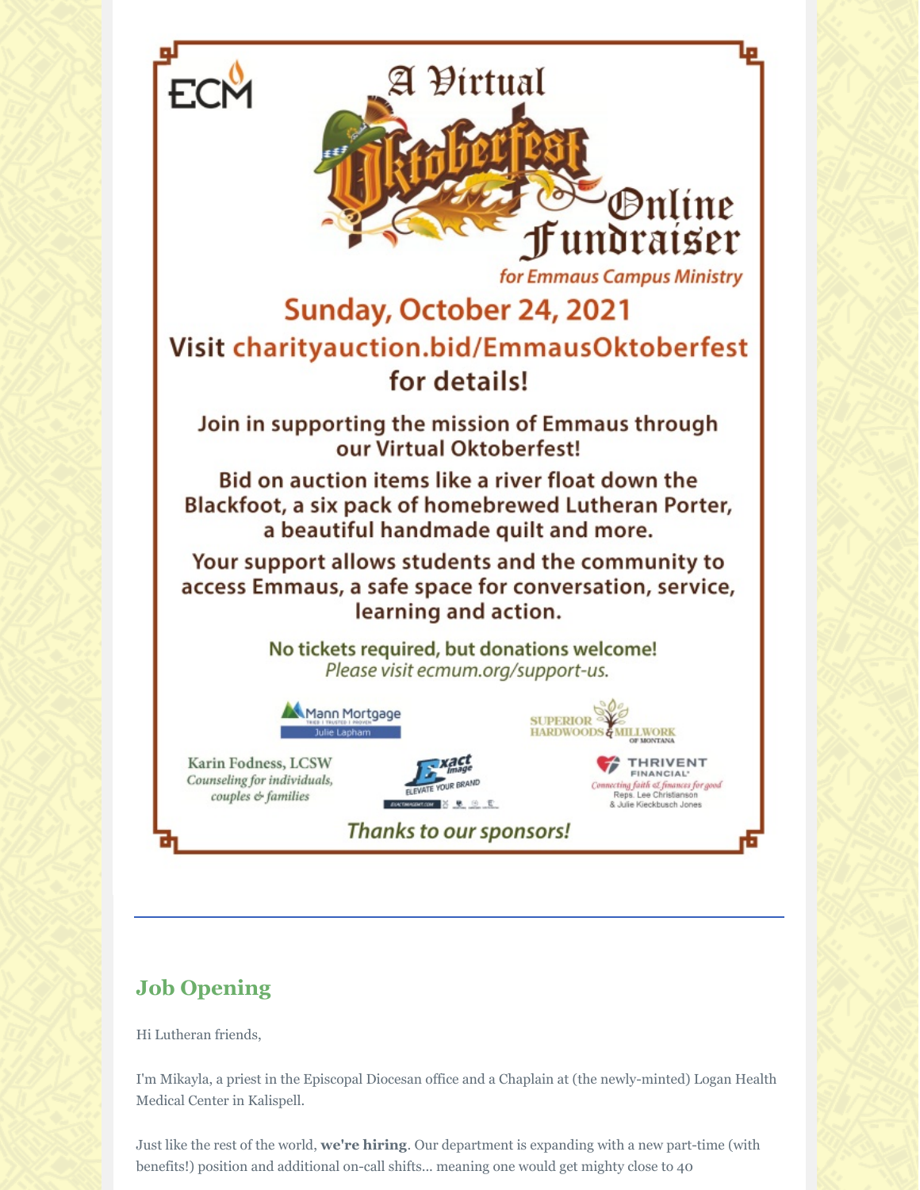ECM

# A Virtual Oktoberfest Online Fundraiser

*for Emmaus Campus Ministry*

## Sunday, October 24, 2021

### Visit charityauction.bid/EmmausOktoberfest for details!

**Join in supporting the mission of Emmaus through our Virtual Oktoberfest!**

**Bid on auction items like a river float down the Blackfoot, a six pack of homebrewed Lutheran Porter, a beautiful handmade quilt and more.**

**Your support allows students and the community to access Emmaus, a safe space for conversation, service, learning and action.**

**No tickets required, but donations welcome!**
*Please visit ecmum.org/support-us.*

Mann Mortgage — Tried | Trusted | Proven — Julie Lapham

Superior Hardwoods & Millwork of Montana

Karin Fodness, LCSW — *Counseling for individuals, couples & families*

Exact Image — Elevate Your Brand

Thrivent Financial — *Connecting faith & finances for good* — Reps. Lee Christianson & Julie Kieckbusch Jones

*Thanks to our sponsors!*

---

## Job Opening

Hi Lutheran friends,

I'm Mikayla, a priest in the Episcopal Diocesan office and a Chaplain at (the newly-minted) Logan Health Medical Center in Kalispell.

Just like the rest of the world, **we're hiring**. Our department is expanding with a new part-time (with benefits!) position and additional on-call shifts... meaning one would get mighty close to 40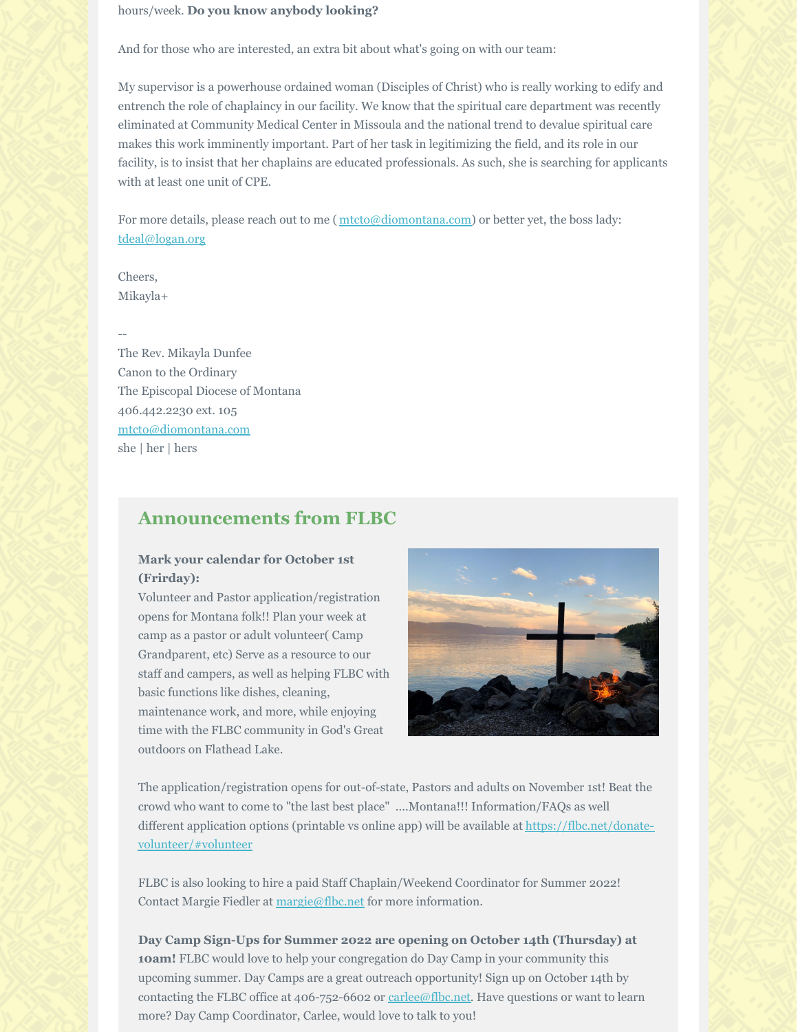hours/week. **Do you know anybody looking?**

And for those who are interested, an extra bit about what's going on with our team:

My supervisor is a powerhouse ordained woman (Disciples of Christ) who is really working to edify and entrench the role of chaplaincy in our facility. We know that the spiritual care department was recently eliminated at Community Medical Center in Missoula and the national trend to devalue spiritual care makes this work imminently important. Part of her task in legitimizing the field, and its role in our facility, is to insist that her chaplains are educated professionals. As such, she is searching for applicants with at least one unit of CPE.

For more details, please reach out to me ( mtcto@diomontana.com) or better yet, the boss lady: tdeal@logan.org

Cheers,
Mikayla+

--
The Rev. Mikayla Dunfee
Canon to the Ordinary
The Episcopal Diocese of Montana
406.442.2230 ext. 105
mtcto@diomontana.com
she | her | hers

## Announcements from FLBC

**Mark your calendar for October 1st (Friday):**
Volunteer and Pastor application/registration opens for Montana folk!! Plan your week at camp as a pastor or adult volunteer( Camp Grandparent, etc) Serve as a resource to our staff and campers, as well as helping FLBC with basic functions like dishes, cleaning, maintenance work, and more, while enjoying time with the FLBC community in God's Great outdoors on Flathead Lake.

The application/registration opens for out-of-state, Pastors and adults on November 1st! Beat the crowd who want to come to "the last best place" ....Montana!!! Information/FAQs as well different application options (printable vs online app) will be available at https://flbc.net/donate-volunteer/#volunteer

FLBC is also looking to hire a paid Staff Chaplain/Weekend Coordinator for Summer 2022! Contact Margie Fiedler at margie@flbc.net for more information.

**Day Camp Sign-Ups for Summer 2022 are opening on October 14th (Thursday) at 10am!** FLBC would love to help your congregation do Day Camp in your community this upcoming summer. Day Camps are a great outreach opportunity! Sign up on October 14th by contacting the FLBC office at 406-752-6602 or carlee@flbc.net. Have questions or want to learn more? Day Camp Coordinator, Carlee, would love to talk to you!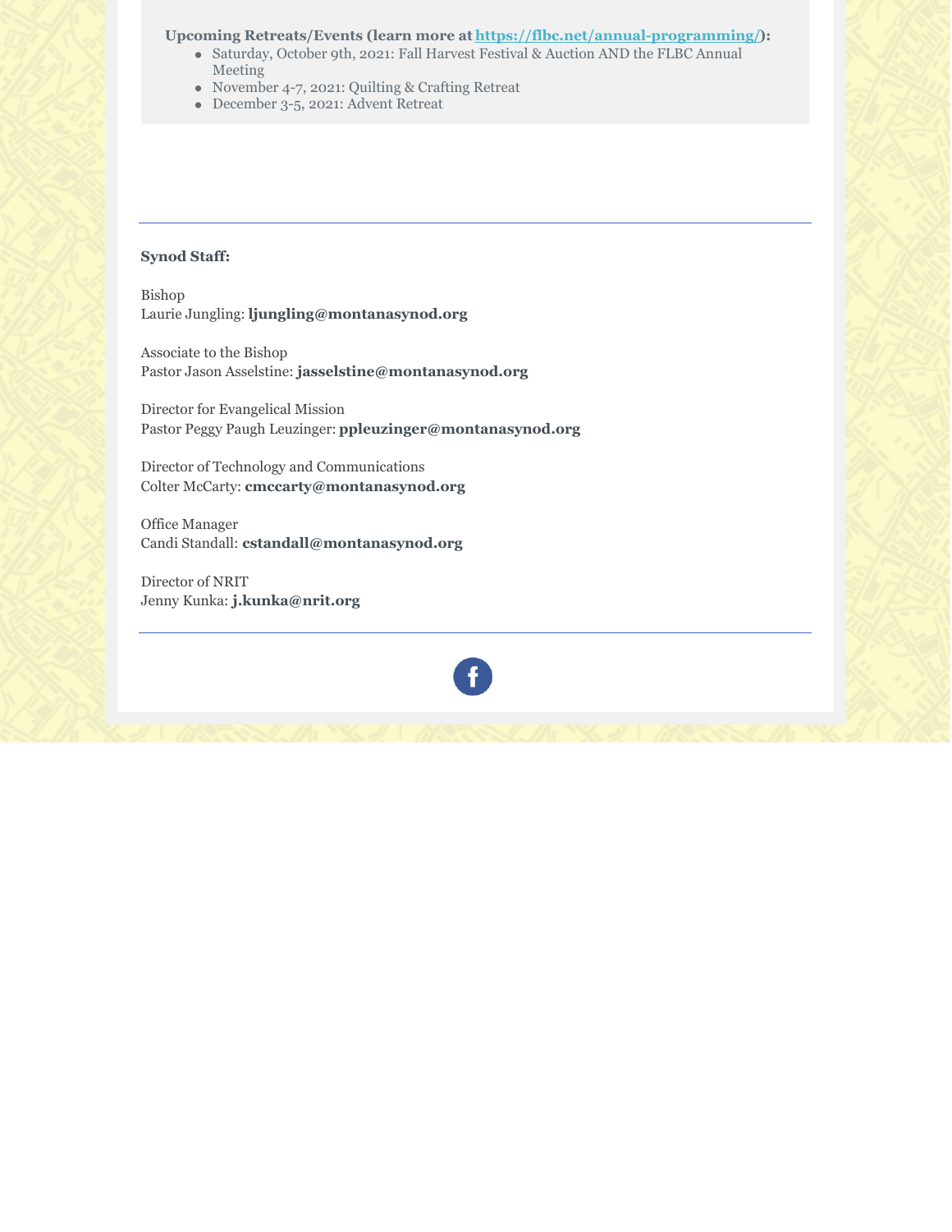**Upcoming Retreats/Events (learn more at https://flbc.net/annual-programming/):**

- Saturday, October 9th, 2021: Fall Harvest Festival & Auction AND the FLBC Annual Meeting
- November 4-7, 2021: Quilting & Crafting Retreat
- December 3-5, 2021: Advent Retreat

---

**Synod Staff:**

Bishop
Laurie Jungling: **ljungling@montanasynod.org**

Associate to the Bishop
Pastor Jason Asselstine: **jasselstine@montanasynod.org**

Director for Evangelical Mission
Pastor Peggy Paugh Leuzinger: **ppleuzinger@montanasynod.org**

Director of Technology and Communications
Colter McCarty: **cmccarty@montanasynod.org**

Office Manager
Candi Standall: **cstandall@montanasynod.org**

Director of NRIT
Jenny Kunka: **j.kunka@nrit.org**

---